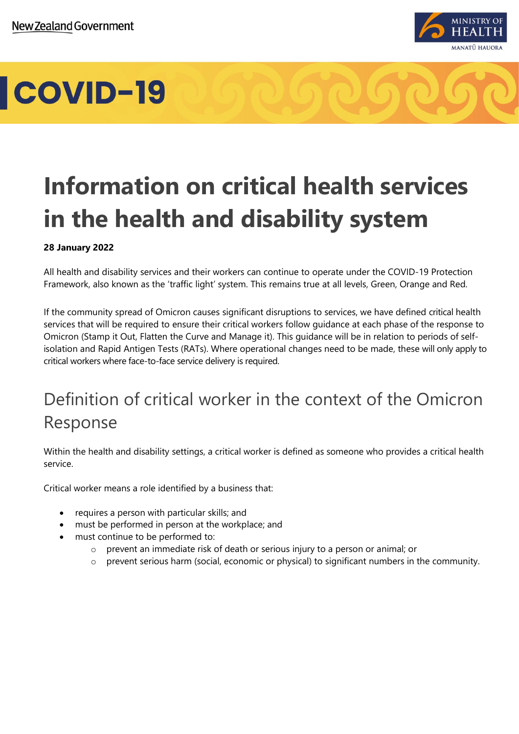New Zealand Government

MINISTRY OF HEALTH
MANATŪ HAUORA

COVID-19

# Information on critical health services in the health and disability system

**28 January 2022**

All health and disability services and their workers can continue to operate under the COVID-19 Protection Framework, also known as the 'traffic light' system. This remains true at all levels, Green, Orange and Red.

If the community spread of Omicron causes significant disruptions to services, we have defined critical health services that will be required to ensure their critical workers follow guidance at each phase of the response to Omicron (Stamp it Out, Flatten the Curve and Manage it). This guidance will be in relation to periods of self-isolation and Rapid Antigen Tests (RATs). Where operational changes need to be made, these will only apply to critical workers where face-to-face service delivery is required.

## Definition of critical worker in the context of the Omicron Response

Within the health and disability settings, a critical worker is defined as someone who provides a critical health service.

Critical worker means a role identified by a business that:

- requires a person with particular skills; and
- must be performed in person at the workplace; and
- must continue to be performed to:
  - prevent an immediate risk of death or serious injury to a person or animal; or
  - prevent serious harm (social, economic or physical) to significant numbers in the community.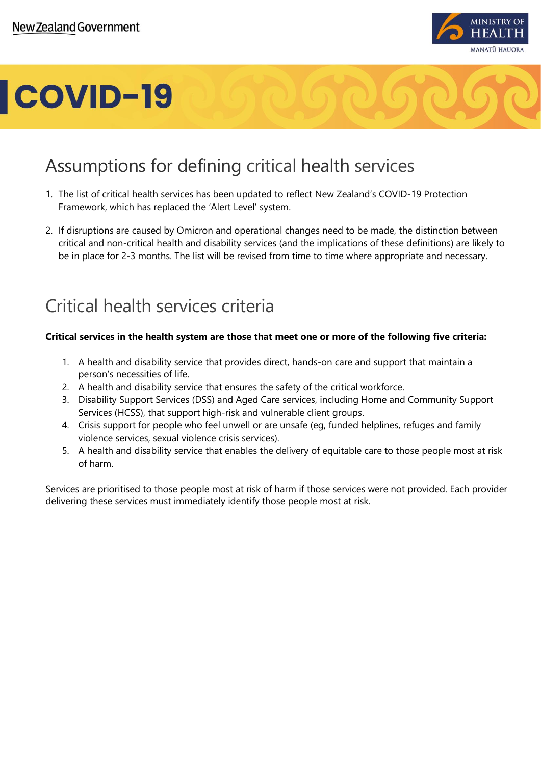# COVID-19

## Assumptions for defining critical health services

1. The list of critical health services has been updated to reflect New Zealand's COVID-19 Protection Framework, which has replaced the 'Alert Level' system.

2. If disruptions are caused by Omicron and operational changes need to be made, the distinction between critical and non-critical health and disability services (and the implications of these definitions) are likely to be in place for 2-3 months. The list will be revised from time to time where appropriate and necessary.

## Critical health services criteria

**Critical services in the health system are those that meet one or more of the following five criteria:**

1. A health and disability service that provides direct, hands-on care and support that maintain a person's necessities of life.
2. A health and disability service that ensures the safety of the critical workforce.
3. Disability Support Services (DSS) and Aged Care services, including Home and Community Support Services (HCSS), that support high-risk and vulnerable client groups.
4. Crisis support for people who feel unwell or are unsafe (eg, funded helplines, refuges and family violence services, sexual violence crisis services).
5. A health and disability service that enables the delivery of equitable care to those people most at risk of harm.

Services are prioritised to those people most at risk of harm if those services were not provided. Each provider delivering these services must immediately identify those people most at risk.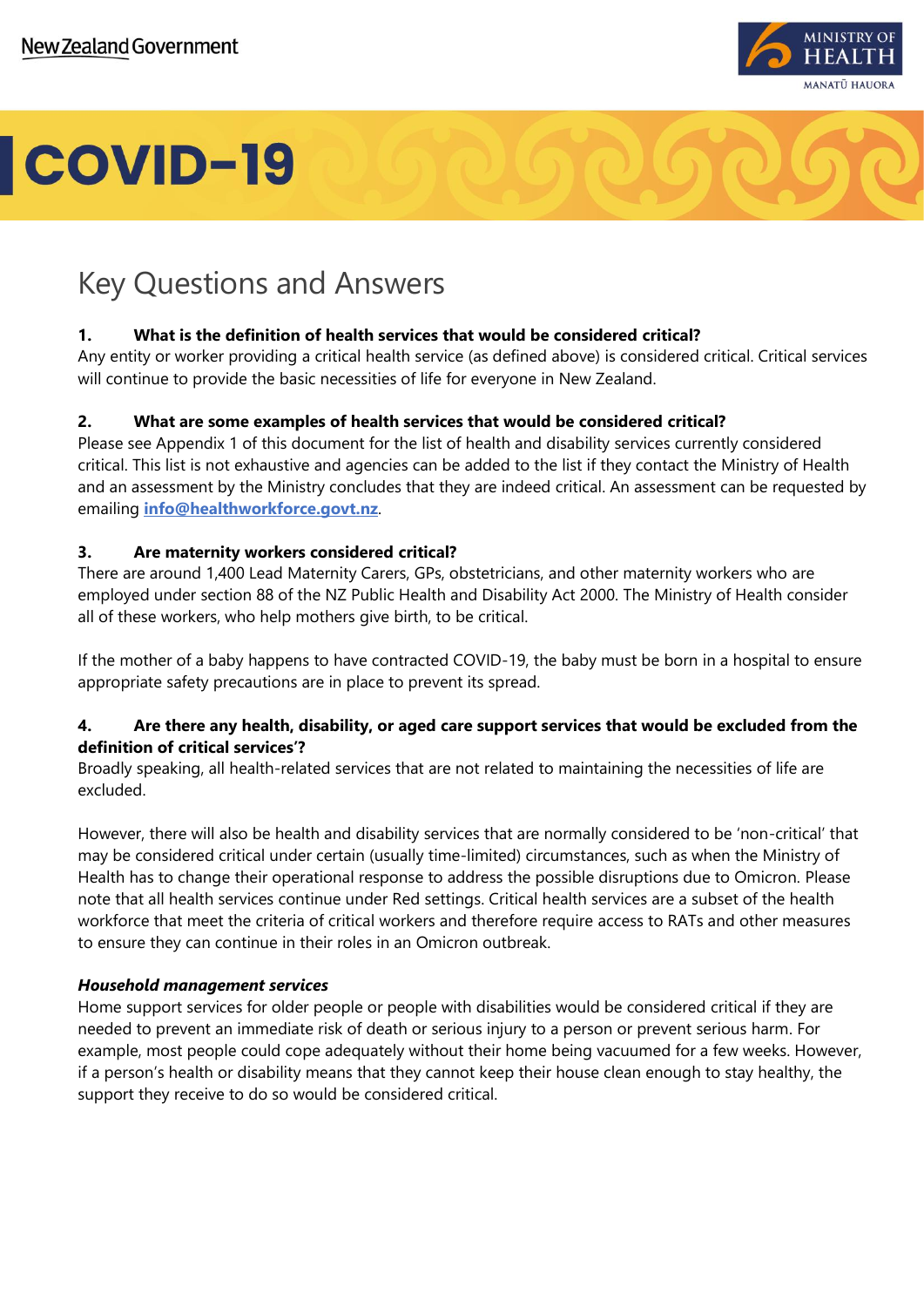# COVID-19

## Key Questions and Answers

**1. What is the definition of health services that would be considered critical?**

Any entity or worker providing a critical health service (as defined above) is considered critical. Critical services will continue to provide the basic necessities of life for everyone in New Zealand.

**2. What are some examples of health services that would be considered critical?**

Please see Appendix 1 of this document for the list of health and disability services currently considered critical. This list is not exhaustive and agencies can be added to the list if they contact the Ministry of Health and an assessment by the Ministry concludes that they are indeed critical. An assessment can be requested by emailing **info@healthworkforce.govt.nz**.

**3. Are maternity workers considered critical?**

There are around 1,400 Lead Maternity Carers, GPs, obstetricians, and other maternity workers who are employed under section 88 of the NZ Public Health and Disability Act 2000. The Ministry of Health consider all of these workers, who help mothers give birth, to be critical.

If the mother of a baby happens to have contracted COVID-19, the baby must be born in a hospital to ensure appropriate safety precautions are in place to prevent its spread.

**4. Are there any health, disability, or aged care support services that would be excluded from the definition of critical services'?**

Broadly speaking, all health-related services that are not related to maintaining the necessities of life are excluded.

However, there will also be health and disability services that are normally considered to be 'non-critical' that may be considered critical under certain (usually time-limited) circumstances, such as when the Ministry of Health has to change their operational response to address the possible disruptions due to Omicron. Please note that all health services continue under Red settings. Critical health services are a subset of the health workforce that meet the criteria of critical workers and therefore require access to RATs and other measures to ensure they can continue in their roles in an Omicron outbreak.

***Household management services***

Home support services for older people or people with disabilities would be considered critical if they are needed to prevent an immediate risk of death or serious injury to a person or prevent serious harm. For example, most people could cope adequately without their home being vacuumed for a few weeks. However, if a person's health or disability means that they cannot keep their house clean enough to stay healthy, the support they receive to do so would be considered critical.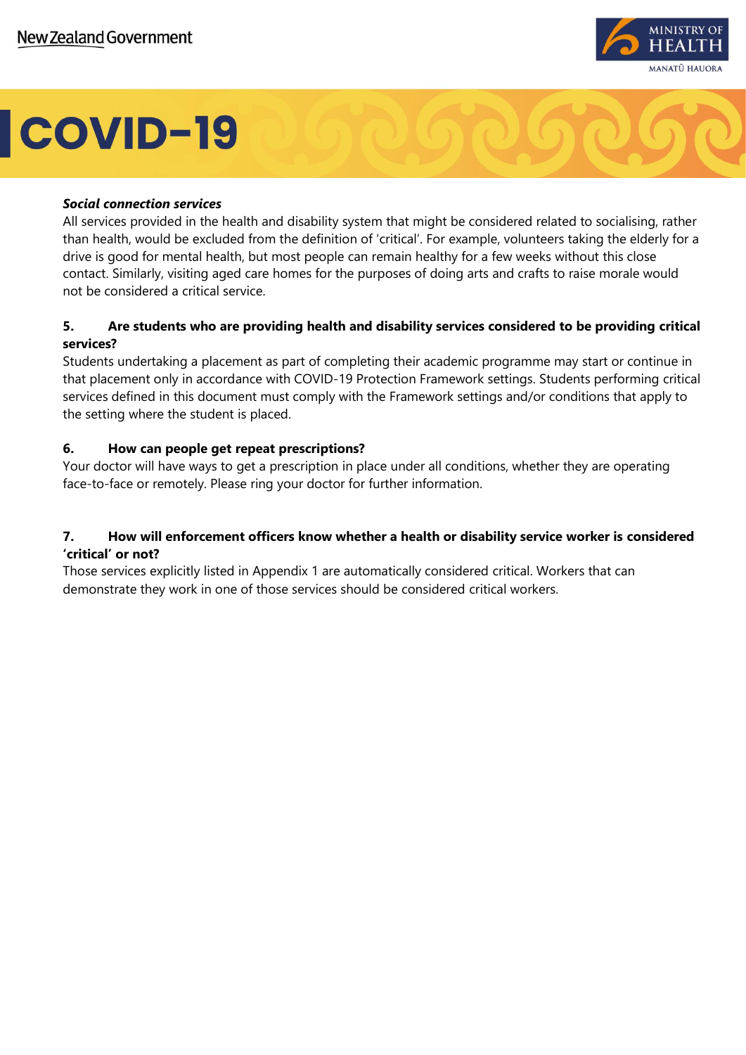***Social connection services***

All services provided in the health and disability system that might be considered related to socialising, rather than health, would be excluded from the definition of 'critical'. For example, volunteers taking the elderly for a drive is good for mental health, but most people can remain healthy for a few weeks without this close contact. Similarly, visiting aged care homes for the purposes of doing arts and crafts to raise morale would not be considered a critical service.

### 5. Are students who are providing health and disability services considered to be providing critical services?

Students undertaking a placement as part of completing their academic programme may start or continue in that placement only in accordance with COVID-19 Protection Framework settings. Students performing critical services defined in this document must comply with the Framework settings and/or conditions that apply to the setting where the student is placed.

### 6. How can people get repeat prescriptions?

Your doctor will have ways to get a prescription in place under all conditions, whether they are operating face-to-face or remotely. Please ring your doctor for further information.

### 7. How will enforcement officers know whether a health or disability service worker is considered 'critical' or not?

Those services explicitly listed in Appendix 1 are automatically considered critical. Workers that can demonstrate they work in one of those services should be considered critical workers.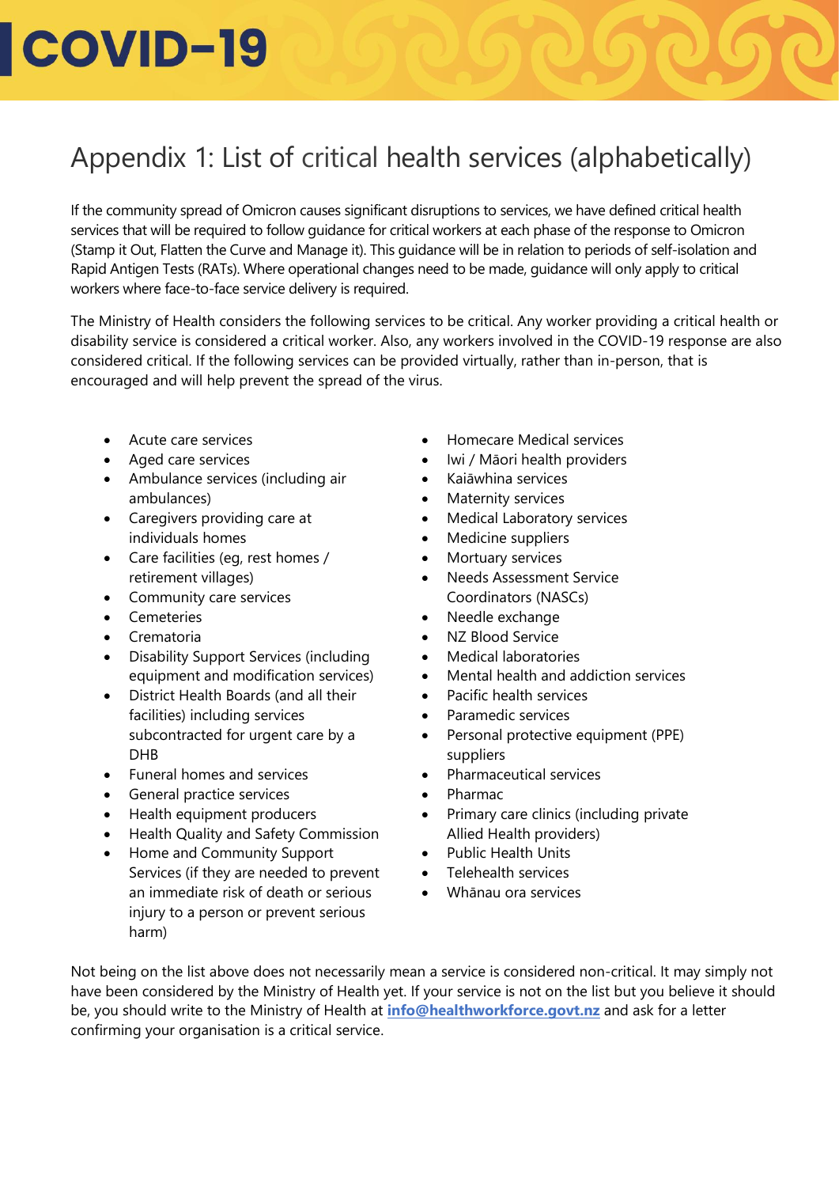# COVID-19

## Appendix 1: List of critical health services (alphabetically)

If the community spread of Omicron causes significant disruptions to services, we have defined critical health services that will be required to follow guidance for critical workers at each phase of the response to Omicron (Stamp it Out, Flatten the Curve and Manage it). This guidance will be in relation to periods of self-isolation and Rapid Antigen Tests (RATs). Where operational changes need to be made, guidance will only apply to critical workers where face-to-face service delivery is required.

The Ministry of Health considers the following services to be critical. Any worker providing a critical health or disability service is considered a critical worker. Also, any workers involved in the COVID-19 response are also considered critical. If the following services can be provided virtually, rather than in-person, that is encouraged and will help prevent the spread of the virus.

- Acute care services
- Aged care services
- Ambulance services (including air ambulances)
- Caregivers providing care at individuals homes
- Care facilities (eg, rest homes / retirement villages)
- Community care services
- Cemeteries
- Crematoria
- Disability Support Services (including equipment and modification services)
- District Health Boards (and all their facilities) including services subcontracted for urgent care by a DHB
- Funeral homes and services
- General practice services
- Health equipment producers
- Health Quality and Safety Commission
- Home and Community Support Services (if they are needed to prevent an immediate risk of death or serious injury to a person or prevent serious harm)
- Homecare Medical services
- Iwi / Māori health providers
- Kaiāwhina services
- Maternity services
- Medical Laboratory services
- Medicine suppliers
- Mortuary services
- Needs Assessment Service Coordinators (NASCs)
- Needle exchange
- NZ Blood Service
- Medical laboratories
- Mental health and addiction services
- Pacific health services
- Paramedic services
- Personal protective equipment (PPE) suppliers
- Pharmaceutical services
- Pharmac
- Primary care clinics (including private Allied Health providers)
- Public Health Units
- Telehealth services
- Whānau ora services

Not being on the list above does not necessarily mean a service is considered non-critical. It may simply not have been considered by the Ministry of Health yet. If your service is not on the list but you believe it should be, you should write to the Ministry of Health at **info@healthworkforce.govt.nz** and ask for a letter confirming your organisation is a critical service.